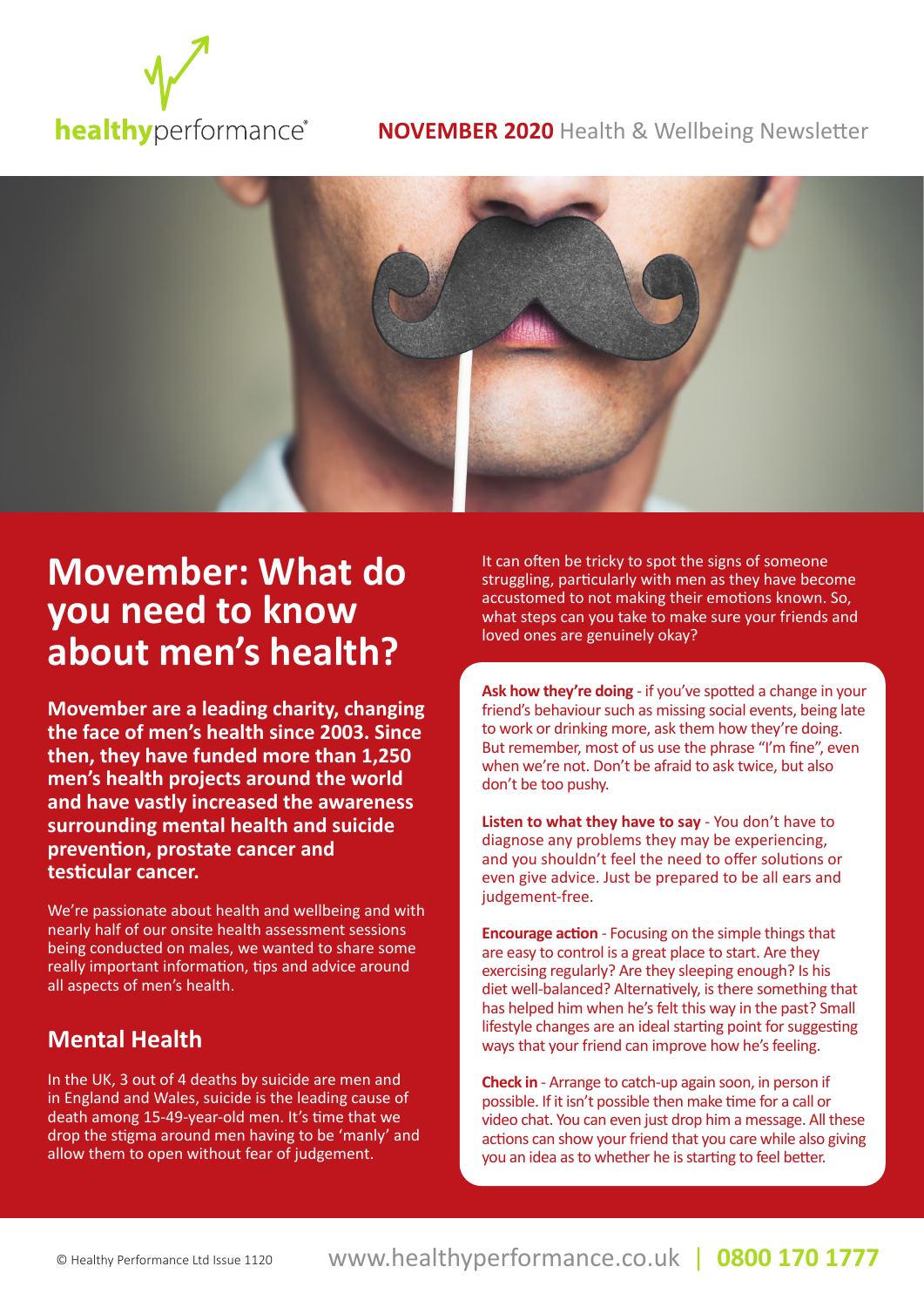healthyperformance®

**NOVEMBER 2020** Health & Wellbeing Newsletter

# Movember: What do you need to know about men's health?

**Movember are a leading charity, changing the face of men's health since 2003. Since then, they have funded more than 1,250 men's health projects around the world and have vastly increased the awareness surrounding mental health and suicide prevention, prostate cancer and testicular cancer.**

We're passionate about health and wellbeing and with nearly half of our onsite health assessment sessions being conducted on males, we wanted to share some really important information, tips and advice around all aspects of men's health.

## Mental Health

In the UK, 3 out of 4 deaths by suicide are men and in England and Wales, suicide is the leading cause of death among 15-49-year-old men. It's time that we drop the stigma around men having to be 'manly' and allow them to open without fear of judgement.

It can often be tricky to spot the signs of someone struggling, particularly with men as they have become accustomed to not making their emotions known. So, what steps can you take to make sure your friends and loved ones are genuinely okay?

**Ask how they're doing** - if you've spotted a change in your friend's behaviour such as missing social events, being late to work or drinking more, ask them how they're doing. But remember, most of us use the phrase "I'm fine", even when we're not. Don't be afraid to ask twice, but also don't be too pushy.

**Listen to what they have to say** - You don't have to diagnose any problems they may be experiencing, and you shouldn't feel the need to offer solutions or even give advice. Just be prepared to be all ears and judgement-free.

**Encourage action** - Focusing on the simple things that are easy to control is a great place to start. Are they exercising regularly? Are they sleeping enough? Is his diet well-balanced? Alternatively, is there something that has helped him when he's felt this way in the past? Small lifestyle changes are an ideal starting point for suggesting ways that your friend can improve how he's feeling.

**Check in** - Arrange to catch-up again soon, in person if possible. If it isn't possible then make time for a call or video chat. You can even just drop him a message. All these actions can show your friend that you care while also giving you an idea as to whether he is starting to feel better.

© Healthy Performance Ltd Issue 1120 www.healthyperformance.co.uk | 0800 170 1777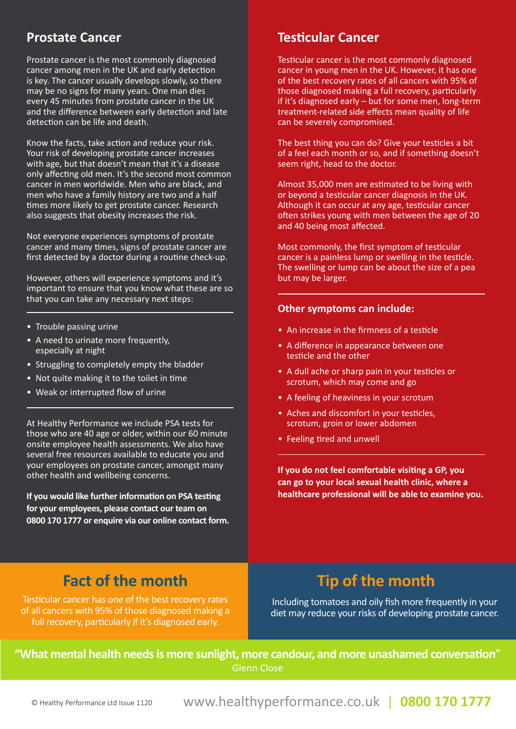## Prostate Cancer

Prostate cancer is the most commonly diagnosed cancer among men in the UK and early detection is key. The cancer usually develops slowly, so there may be no signs for many years. One man dies every 45 minutes from prostate cancer in the UK and the difference between early detection and late detection can be life and death.

Know the facts, take action and reduce your risk. Your risk of developing prostate cancer increases with age, but that doesn't mean that it's a disease only affecting old men. It's the second most common cancer in men worldwide. Men who are black, and men who have a family history are two and a half times more likely to get prostate cancer. Research also suggests that obesity increases the risk.

Not everyone experiences symptoms of prostate cancer and many times, signs of prostate cancer are first detected by a doctor during a routine check-up.

However, others will experience symptoms and it's important to ensure that you know what these are so that you can take any necessary next steps:

- Trouble passing urine
- A need to urinate more frequently, especially at night
- Struggling to completely empty the bladder
- Not quite making it to the toilet in time
- Weak or interrupted flow of urine

At Healthy Performance we include PSA tests for those who are 40 age or older, within our 60 minute onsite employee health assessments. We also have several free resources available to educate you and your employees on prostate cancer, amongst many other health and wellbeing concerns.

**If you would like further information on PSA testing for your employees, please contact our team on 0800 170 1777 or enquire via our online contact form.**

## Testicular Cancer

Testicular cancer is the most commonly diagnosed cancer in young men in the UK. However, it has one of the best recovery rates of all cancers with 95% of those diagnosed making a full recovery, particularly if it's diagnosed early – but for some men, long-term treatment-related side effects mean quality of life can be severely compromised.

The best thing you can do? Give your testicles a bit of a feel each month or so, and if something doesn't seem right, head to the doctor.

Almost 35,000 men are estimated to be living with or beyond a testicular cancer diagnosis in the UK. Although it can occur at any age, testicular cancer often strikes young with men between the age of 20 and 40 being most affected.

Most commonly, the first symptom of testicular cancer is a painless lump or swelling in the testicle. The swelling or lump can be about the size of a pea but may be larger.

**Other symptoms can include:**

- An increase in the firmness of a testicle
- A difference in appearance between one testicle and the other
- A dull ache or sharp pain in your testicles or scrotum, which may come and go
- A feeling of heaviness in your scrotum
- Aches and discomfort in your testicles, scrotum, groin or lower abdomen
- Feeling tired and unwell

**If you do not feel comfortable visiting a GP, you can go to your local sexual health clinic, where a healthcare professional will be able to examine you.**

## Fact of the month

Testicular cancer has one of the best recovery rates of all cancers with 95% of those diagnosed making a full recovery, particularly if it's diagnosed early.

## Tip of the month

Including tomatoes and oily fish more frequently in your diet may reduce your risks of developing prostate cancer.

**"What mental health needs is more sunlight, more candour, and more unashamed conversation"**
Glenn Close

© Healthy Performance Ltd Issue 1120

www.healthyperformance.co.uk | **0800 170 1777**